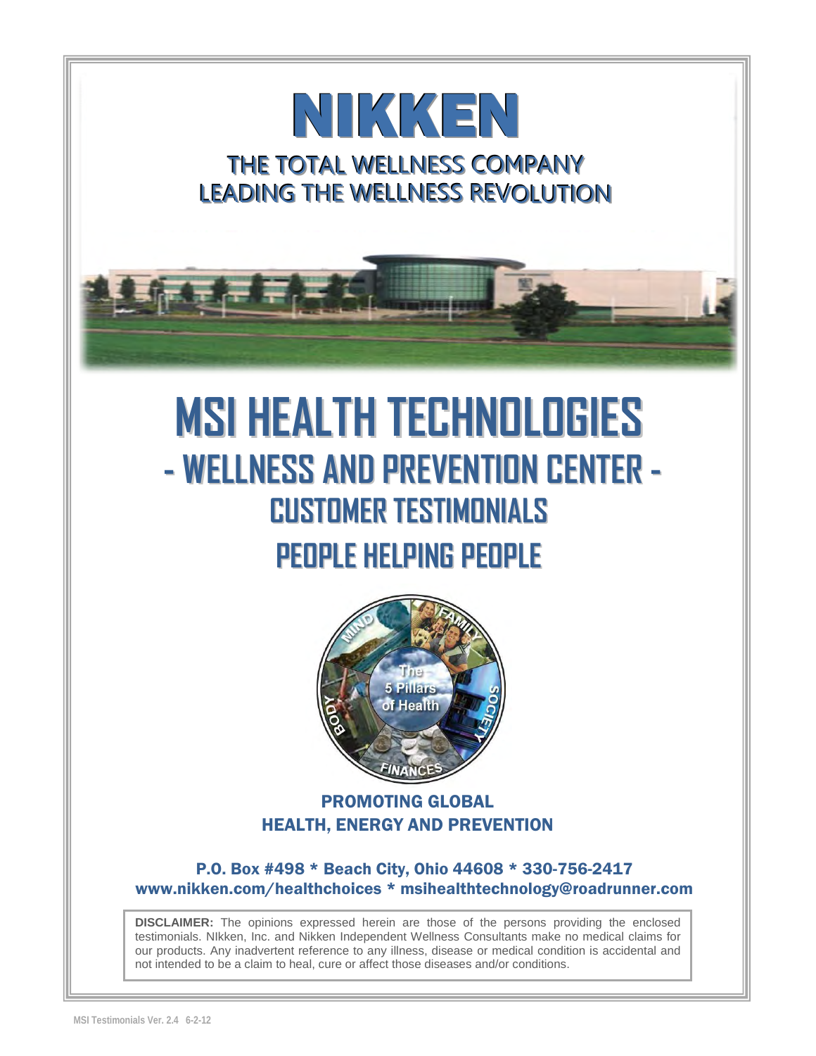# NIKKEN

## THE TOTAL WELLNESS COMPANY
## LEADING THE WELLNESS REVOLUTION

# MSI HEALTH TECHNOLOGIES

## - WELLNESS AND PREVENTION CENTER -

## CUSTOMER TESTIMONIALS

## PEOPLE HELPING PEOPLE

MIND FAMILY SOCIETY FINANCES BODY

The 5 Pillars of Health

**PROMOTING GLOBAL HEALTH, ENERGY AND PREVENTION**

**P.O. Box #498 * Beach City, Ohio 44608 * 330-756-2417**
**www.nikken.com/healthchoices * msihealthtechnology@roadrunner.com**

**DISCLAIMER:** The opinions expressed herein are those of the persons providing the enclosed testimonials. NIkken, Inc. and Nikken Independent Wellness Consultants make no medical claims for our products. Any inadvertent reference to any illness, disease or medical condition is accidental and not intended to be a claim to heal, cure or affect those diseases and/or conditions.

MSI Testimonials Ver. 2.4 6-2-12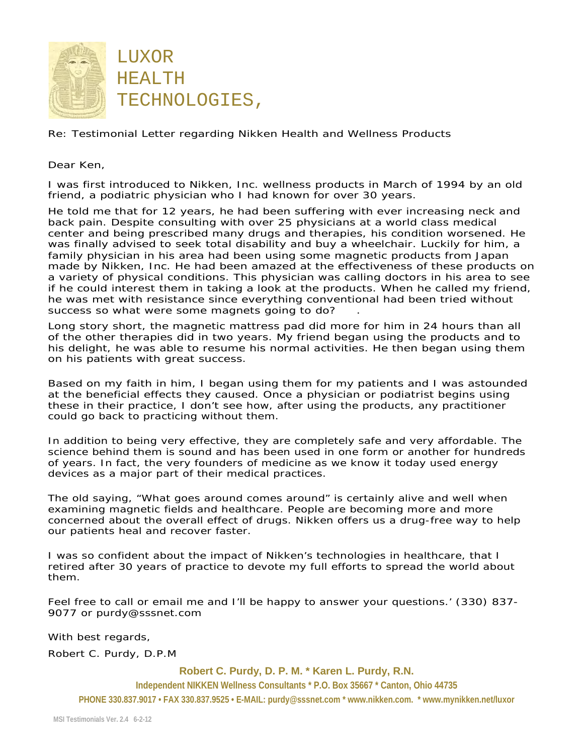# LUXOR HEALTH TECHNOLOGIES,

Re: Testimonial Letter regarding Nikken Health and Wellness Products

Dear Ken,

I was first introduced to Nikken, Inc. wellness products in March of 1994 by an old friend, a podiatric physician who I had known for over 30 years.

He told me that for 12 years, he had been suffering with ever increasing neck and back pain. Despite consulting with over 25 physicians at a world class medical center and being prescribed many drugs and therapies, his condition worsened. He was finally advised to seek total disability and buy a wheelchair. Luckily for him, a family physician in his area had been using some magnetic products from Japan made by Nikken, Inc. He had been amazed at the effectiveness of these products on a variety of physical conditions. This physician was calling doctors in his area to see if he could interest them in taking a look at the products. When he called my friend, he was met with resistance since everything conventional had been tried without success so what were some magnets going to do? .

Long story short, the magnetic mattress pad did more for him in 24 hours than all of the other therapies did in two years. My friend began using the products and to his delight, he was able to resume his normal activities. He then began using them on his patients with great success.

Based on my faith in him, I began using them for my patients and I was astounded at the beneficial effects they caused. Once a physician or podiatrist begins using these in their practice, I don't see how, after using the products, any practitioner could go back to practicing without them.

In addition to being very effective, they are completely safe and very affordable. The science behind them is sound and has been used in one form or another for hundreds of years. In fact, the very founders of medicine as we know it today used energy devices as a major part of their medical practices.

The old saying, "What goes around comes around" is certainly alive and well when examining magnetic fields and healthcare. People are becoming more and more concerned about the overall effect of drugs. Nikken offers us a drug-free way to help our patients heal and recover faster.

I was so confident about the impact of Nikken's technologies in healthcare, that I retired after 30 years of practice to devote my full efforts to spread the world about them.

Feel free to call or email me and I'll be happy to answer your questions.' (330) 837-9077 or purdy@sssnet.com

With best regards,

Robert C. Purdy, D.P.M

**Robert C. Purdy, D. P. M. * Karen L. Purdy, R.N.**

**Independent NIKKEN Wellness Consultants * P.O. Box 35667 * Canton, Ohio 44735**

**PHONE 330.837.9017 • FAX 330.837.9525 • E-MAIL: purdy@sssnet.com * www.nikken.com. * www.mynikken.net/luxor**

MSI Testimonials Ver. 2.4 6-2-12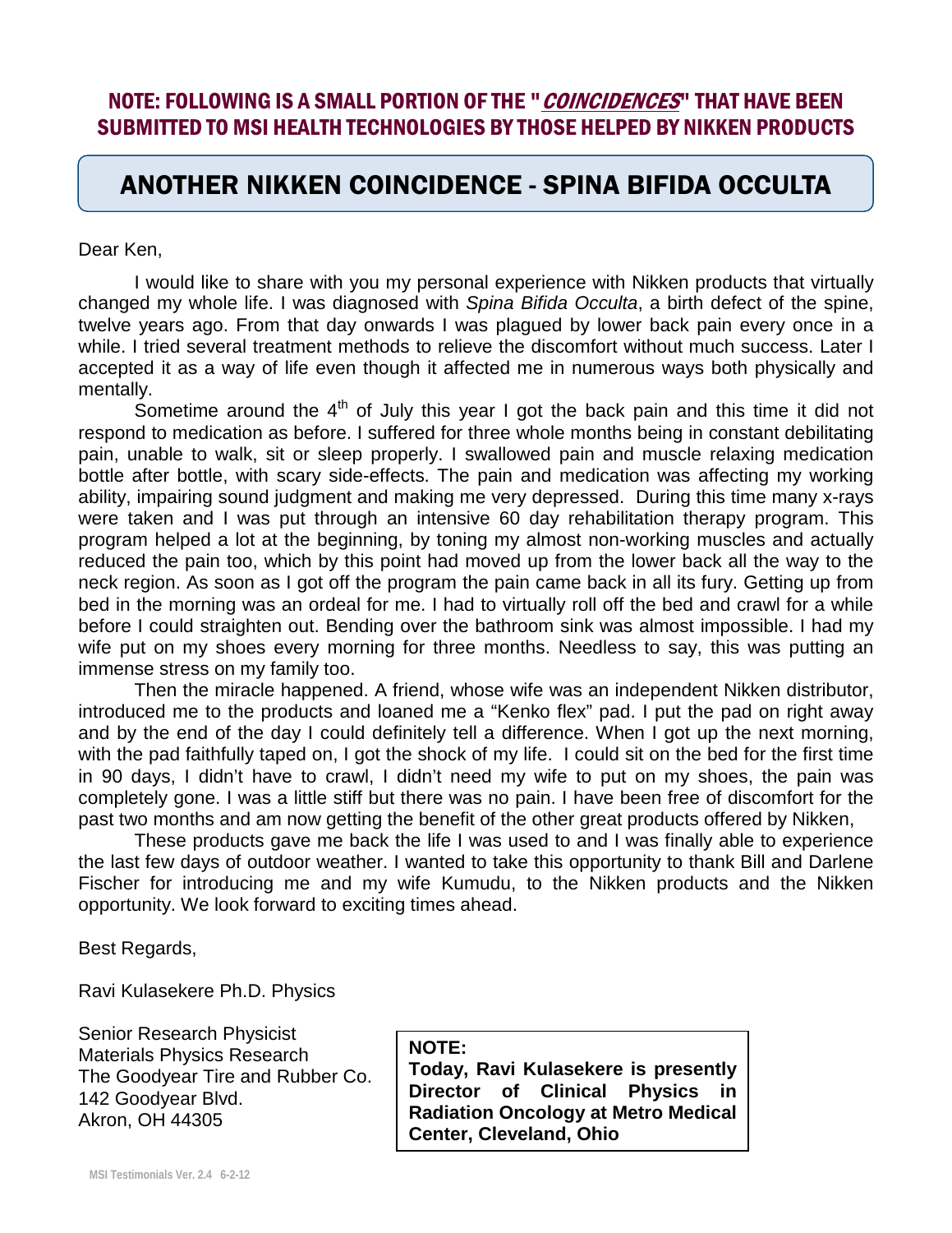## NOTE: FOLLOWING IS A SMALL PORTION OF THE "*COINCIDENCES*" THAT HAVE BEEN SUBMITTED TO MSI HEALTH TECHNOLOGIES BY THOSE HELPED BY NIKKEN PRODUCTS

# ANOTHER NIKKEN COINCIDENCE - SPINA BIFIDA OCCULTA

Dear Ken,

I would like to share with you my personal experience with Nikken products that virtually changed my whole life. I was diagnosed with *Spina Bifida Occulta*, a birth defect of the spine, twelve years ago. From that day onwards I was plagued by lower back pain every once in a while. I tried several treatment methods to relieve the discomfort without much success. Later I accepted it as a way of life even though it affected me in numerous ways both physically and mentally.

Sometime around the 4th of July this year I got the back pain and this time it did not respond to medication as before. I suffered for three whole months being in constant debilitating pain, unable to walk, sit or sleep properly. I swallowed pain and muscle relaxing medication bottle after bottle, with scary side-effects. The pain and medication was affecting my working ability, impairing sound judgment and making me very depressed. During this time many x-rays were taken and I was put through an intensive 60 day rehabilitation therapy program. This program helped a lot at the beginning, by toning my almost non-working muscles and actually reduced the pain too, which by this point had moved up from the lower back all the way to the neck region. As soon as I got off the program the pain came back in all its fury. Getting up from bed in the morning was an ordeal for me. I had to virtually roll off the bed and crawl for a while before I could straighten out. Bending over the bathroom sink was almost impossible. I had my wife put on my shoes every morning for three months. Needless to say, this was putting an immense stress on my family too.

Then the miracle happened. A friend, whose wife was an independent Nikken distributor, introduced me to the products and loaned me a "Kenko flex" pad. I put the pad on right away and by the end of the day I could definitely tell a difference. When I got up the next morning, with the pad faithfully taped on, I got the shock of my life. I could sit on the bed for the first time in 90 days, I didn't have to crawl, I didn't need my wife to put on my shoes, the pain was completely gone. I was a little stiff but there was no pain. I have been free of discomfort for the past two months and am now getting the benefit of the other great products offered by Nikken,

These products gave me back the life I was used to and I was finally able to experience the last few days of outdoor weather. I wanted to take this opportunity to thank Bill and Darlene Fischer for introducing me and my wife Kumudu, to the Nikken products and the Nikken opportunity. We look forward to exciting times ahead.

Best Regards,

Ravi Kulasekere Ph.D. Physics

Senior Research Physicist
Materials Physics Research
The Goodyear Tire and Rubber Co.
142 Goodyear Blvd.
Akron, OH 44305

**NOTE:**
**Today, Ravi Kulasekere is presently Director of Clinical Physics in Radiation Oncology at Metro Medical Center, Cleveland, Ohio**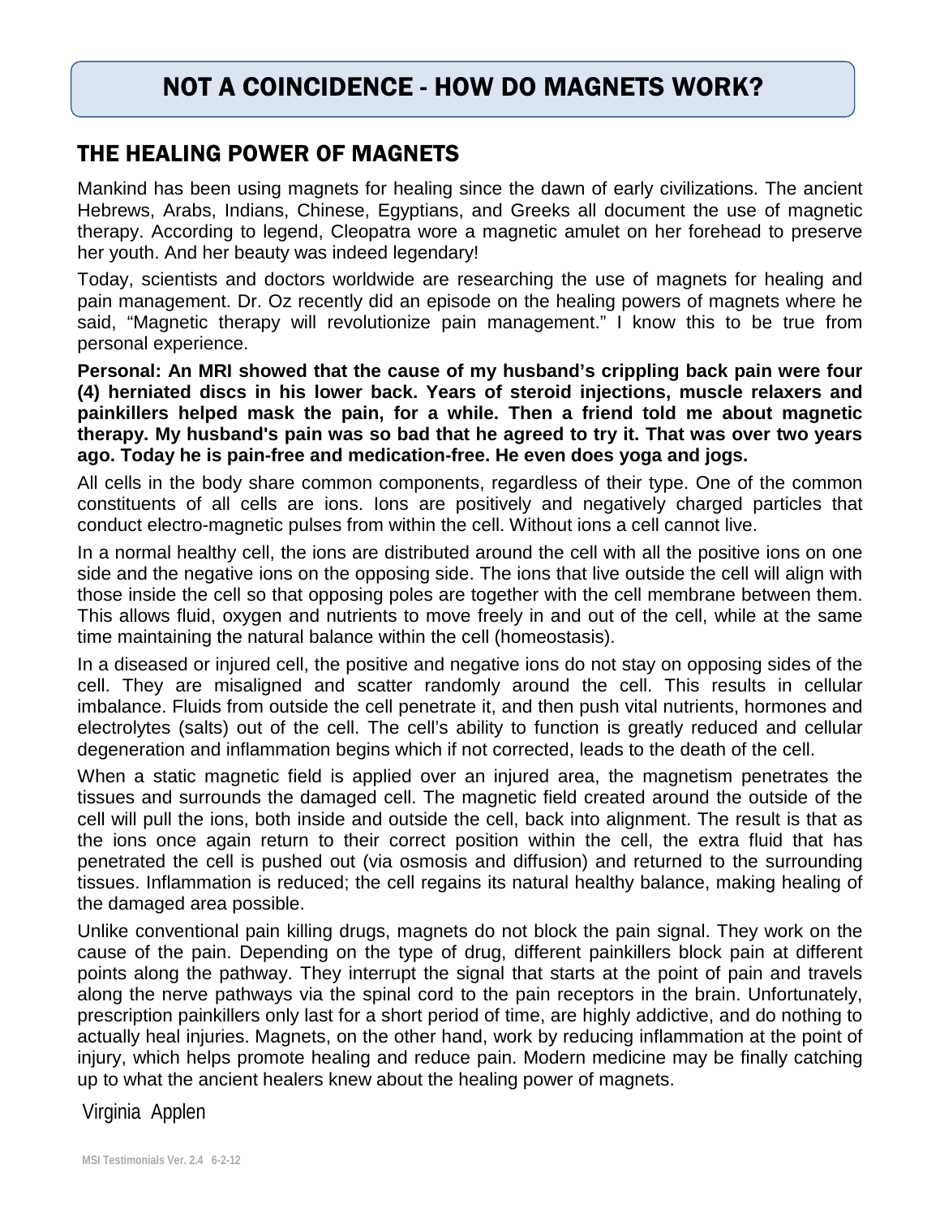# NOT A COINCIDENCE - HOW DO MAGNETS WORK?

## THE HEALING POWER OF MAGNETS

Mankind has been using magnets for healing since the dawn of early civilizations. The ancient Hebrews, Arabs, Indians, Chinese, Egyptians, and Greeks all document the use of magnetic therapy. According to legend, Cleopatra wore a magnetic amulet on her forehead to preserve her youth. And her beauty was indeed legendary!

Today, scientists and doctors worldwide are researching the use of magnets for healing and pain management. Dr. Oz recently did an episode on the healing powers of magnets where he said, "Magnetic therapy will revolutionize pain management." I know this to be true from personal experience.

**Personal: An MRI showed that the cause of my husband's crippling back pain were four (4) herniated discs in his lower back. Years of steroid injections, muscle relaxers and painkillers helped mask the pain, for a while. Then a friend told me about magnetic therapy. My husband's pain was so bad that he agreed to try it. That was over two years ago. Today he is pain-free and medication-free. He even does yoga and jogs.**

All cells in the body share common components, regardless of their type. One of the common constituents of all cells are ions. Ions are positively and negatively charged particles that conduct electro-magnetic pulses from within the cell. Without ions a cell cannot live.

In a normal healthy cell, the ions are distributed around the cell with all the positive ions on one side and the negative ions on the opposing side. The ions that live outside the cell will align with those inside the cell so that opposing poles are together with the cell membrane between them. This allows fluid, oxygen and nutrients to move freely in and out of the cell, while at the same time maintaining the natural balance within the cell (homeostasis).

In a diseased or injured cell, the positive and negative ions do not stay on opposing sides of the cell. They are misaligned and scatter randomly around the cell. This results in cellular imbalance. Fluids from outside the cell penetrate it, and then push vital nutrients, hormones and electrolytes (salts) out of the cell. The cell's ability to function is greatly reduced and cellular degeneration and inflammation begins which if not corrected, leads to the death of the cell.

When a static magnetic field is applied over an injured area, the magnetism penetrates the tissues and surrounds the damaged cell. The magnetic field created around the outside of the cell will pull the ions, both inside and outside the cell, back into alignment. The result is that as the ions once again return to their correct position within the cell, the extra fluid that has penetrated the cell is pushed out (via osmosis and diffusion) and returned to the surrounding tissues. Inflammation is reduced; the cell regains its natural healthy balance, making healing of the damaged area possible.

Unlike conventional pain killing drugs, magnets do not block the pain signal. They work on the cause of the pain. Depending on the type of drug, different painkillers block pain at different points along the pathway. They interrupt the signal that starts at the point of pain and travels along the nerve pathways via the spinal cord to the pain receptors in the brain. Unfortunately, prescription painkillers only last for a short period of time, are highly addictive, and do nothing to actually heal injuries. Magnets, on the other hand, work by reducing inflammation at the point of injury, which helps promote healing and reduce pain. Modern medicine may be finally catching up to what the ancient healers knew about the healing power of magnets.

Virginia Applen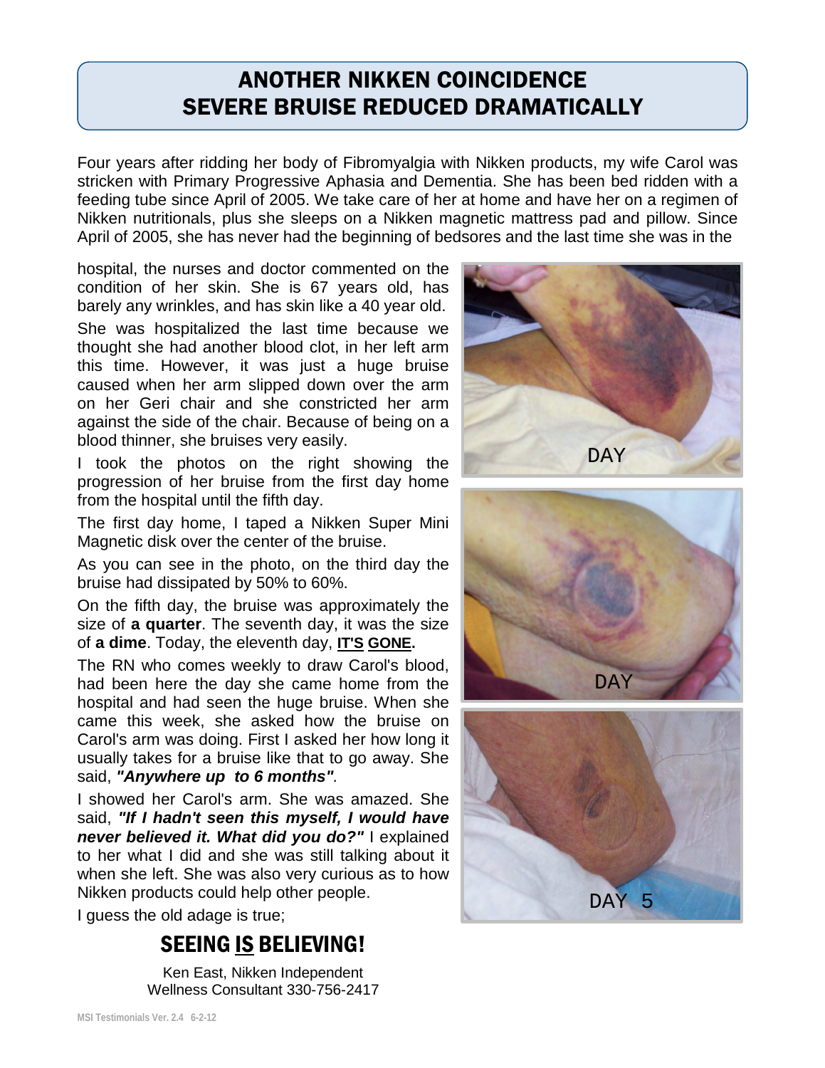# ANOTHER NIKKEN COINCIDENCE
# SEVERE BRUISE REDUCED DRAMATICALLY

Four years after ridding her body of Fibromyalgia with Nikken products, my wife Carol was stricken with Primary Progressive Aphasia and Dementia. She has been bed ridden with a feeding tube since April of 2005. We take care of her at home and have her on a regimen of Nikken nutritionals, plus she sleeps on a Nikken magnetic mattress pad and pillow. Since April of 2005, she has never had the beginning of bedsores and the last time she was in the hospital, the nurses and doctor commented on the condition of her skin. She is 67 years old, has barely any wrinkles, and has skin like a 40 year old.

She was hospitalized the last time because we thought she had another blood clot, in her left arm this time. However, it was just a huge bruise caused when her arm slipped down over the arm on her Geri chair and she constricted her arm against the side of the chair. Because of being on a blood thinner, she bruises very easily.

I took the photos on the right showing the progression of her bruise from the first day home from the hospital until the fifth day.

The first day home, I taped a Nikken Super Mini Magnetic disk over the center of the bruise.

As you can see in the photo, on the third day the bruise had dissipated by 50% to 60%.

On the fifth day, the bruise was approximately the size of **a quarter**. The seventh day, it was the size of **a dime**. Today, the eleventh day, **IT'S GONE.**

The RN who comes weekly to draw Carol's blood, had been here the day she came home from the hospital and had seen the huge bruise. When she came this week, she asked how the bruise on Carol's arm was doing. First I asked her how long it usually takes for a bruise like that to go away. She said, ***"Anywhere up to 6 months"***.

I showed her Carol's arm. She was amazed. She said, ***"If I hadn't seen this myself, I would have never believed it. What did you do?"*** I explained to her what I did and she was still talking about it when she left. She was also very curious as to how Nikken products could help other people.

DAY

DAY

DAY 5

I guess the old adage is true;

## SEEING IS BELIEVING!

Ken East, Nikken Independent
Wellness Consultant 330-756-2417

MSI Testimonials Ver. 2.4 6-2-12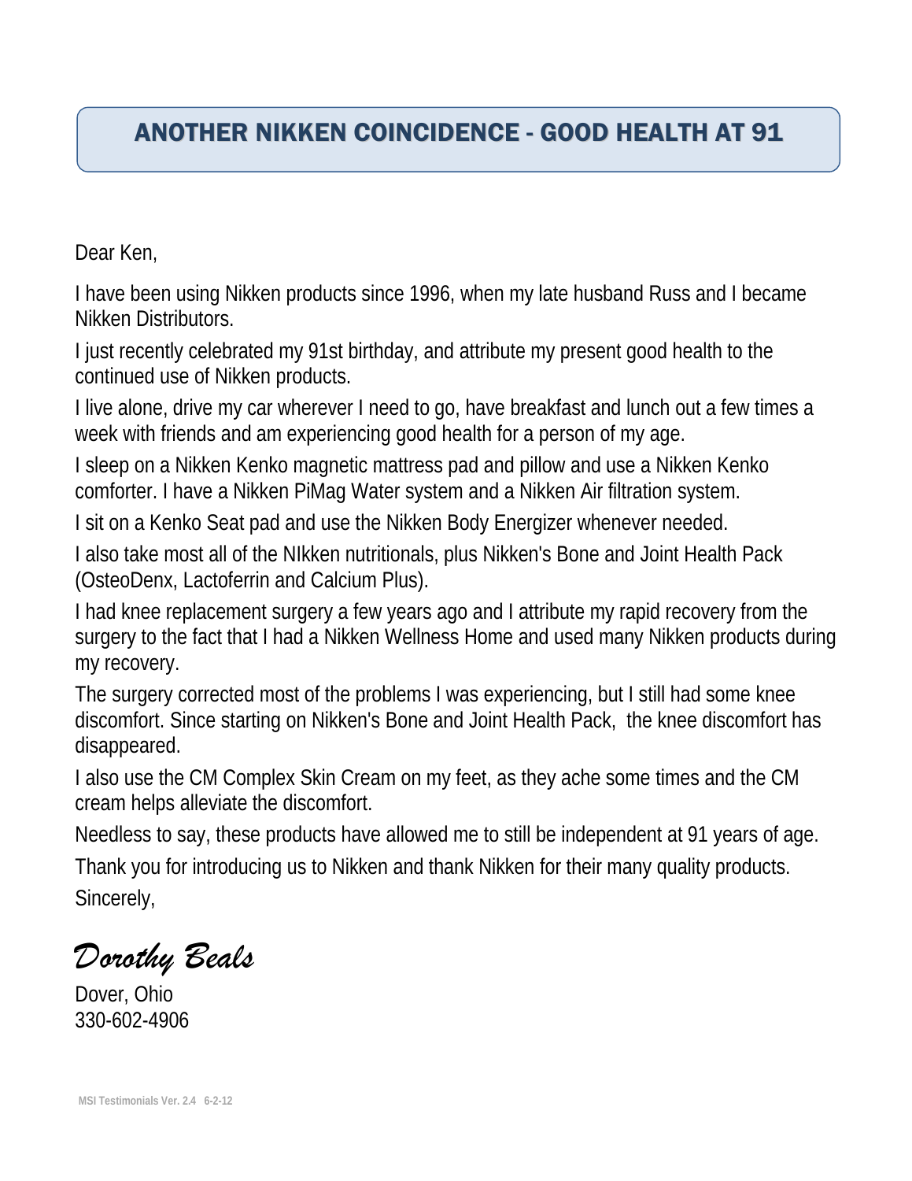# ANOTHER NIKKEN COINCIDENCE - GOOD HEALTH AT 91

Dear Ken,

I have been using Nikken products since 1996, when my late husband Russ and I became Nikken Distributors.

I just recently celebrated my 91st birthday, and attribute my present good health to the continued use of Nikken products.

I live alone, drive my car wherever I need to go, have breakfast and lunch out a few times a week with friends and am experiencing good health for a person of my age.

I sleep on a Nikken Kenko magnetic mattress pad and pillow and use a Nikken Kenko comforter. I have a Nikken PiMag Water system and a Nikken Air filtration system.

I sit on a Kenko Seat pad and use the Nikken Body Energizer whenever needed.

I also take most all of the NIkken nutritionals, plus Nikken's Bone and Joint Health Pack (OsteoDenx, Lactoferrin and Calcium Plus).

I had knee replacement surgery a few years ago and I attribute my rapid recovery from the surgery to the fact that I had a Nikken Wellness Home and used many Nikken products during my recovery.

The surgery corrected most of the problems I was experiencing, but I still had some knee discomfort. Since starting on Nikken's Bone and Joint Health Pack, the knee discomfort has disappeared.

I also use the CM Complex Skin Cream on my feet, as they ache some times and the CM cream helps alleviate the discomfort.

Needless to say, these products have allowed me to still be independent at 91 years of age.

Thank you for introducing us to Nikken and thank Nikken for their many quality products.

Sincerely,

*Dorothy Beals*

Dover, Ohio
330-602-4906

MSI Testimonials Ver. 2.4 6-2-12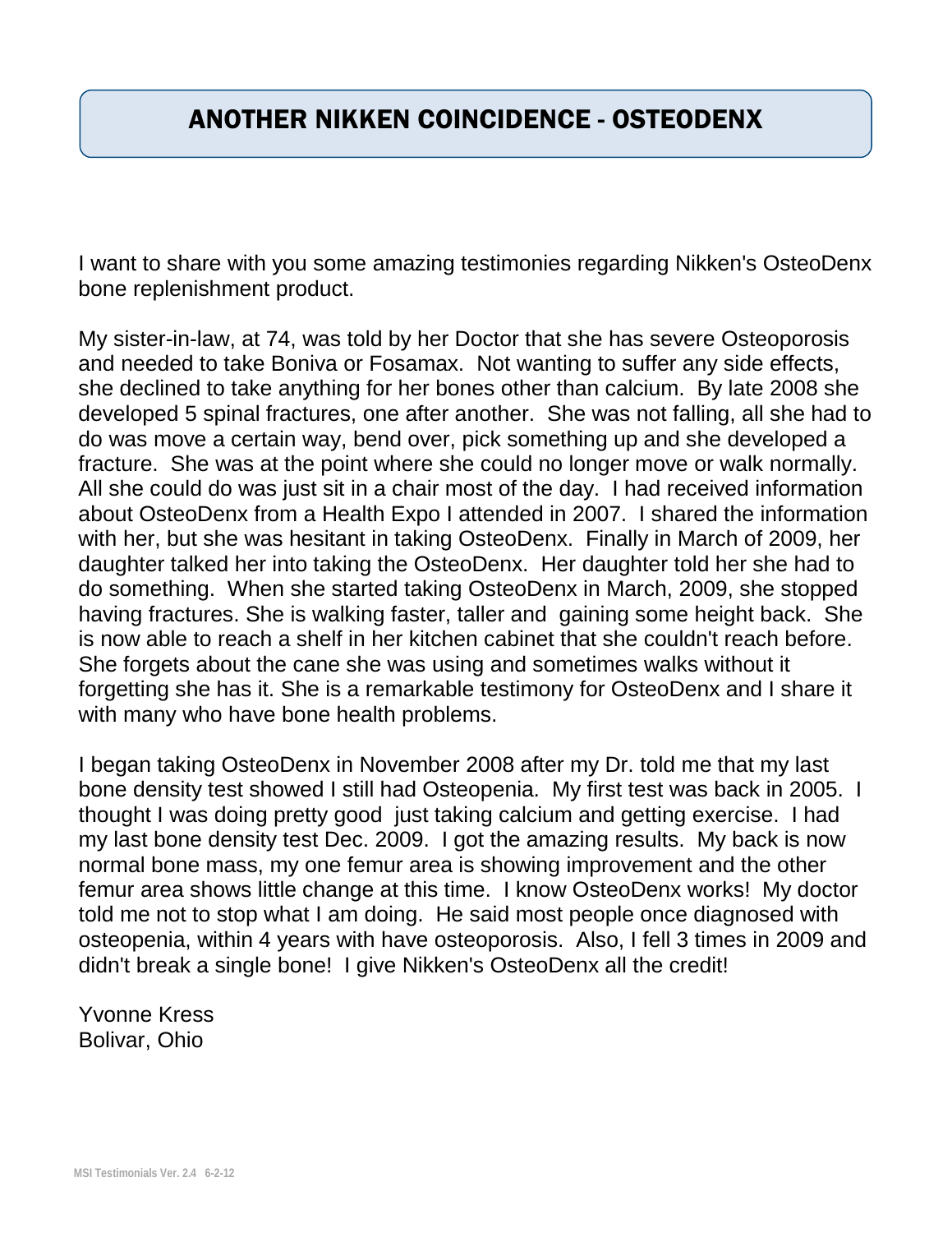# ANOTHER NIKKEN COINCIDENCE - OSTEODENX

I want to share with you some amazing testimonies regarding Nikken's OsteoDenx bone replenishment product.

My sister-in-law, at 74, was told by her Doctor that she has severe Osteoporosis and needed to take Boniva or Fosamax. Not wanting to suffer any side effects, she declined to take anything for her bones other than calcium. By late 2008 she developed 5 spinal fractures, one after another. She was not falling, all she had to do was move a certain way, bend over, pick something up and she developed a fracture. She was at the point where she could no longer move or walk normally. All she could do was just sit in a chair most of the day. I had received information about OsteoDenx from a Health Expo I attended in 2007. I shared the information with her, but she was hesitant in taking OsteoDenx. Finally in March of 2009, her daughter talked her into taking the OsteoDenx. Her daughter told her she had to do something. When she started taking OsteoDenx in March, 2009, she stopped having fractures. She is walking faster, taller and gaining some height back. She is now able to reach a shelf in her kitchen cabinet that she couldn't reach before. She forgets about the cane she was using and sometimes walks without it forgetting she has it. She is a remarkable testimony for OsteoDenx and I share it with many who have bone health problems.

I began taking OsteoDenx in November 2008 after my Dr. told me that my last bone density test showed I still had Osteopenia. My first test was back in 2005. I thought I was doing pretty good just taking calcium and getting exercise. I had my last bone density test Dec. 2009. I got the amazing results. My back is now normal bone mass, my one femur area is showing improvement and the other femur area shows little change at this time. I know OsteoDenx works! My doctor told me not to stop what I am doing. He said most people once diagnosed with osteopenia, within 4 years with have osteoporosis. Also, I fell 3 times in 2009 and didn't break a single bone! I give Nikken's OsteoDenx all the credit!

Yvonne Kress
Bolivar, Ohio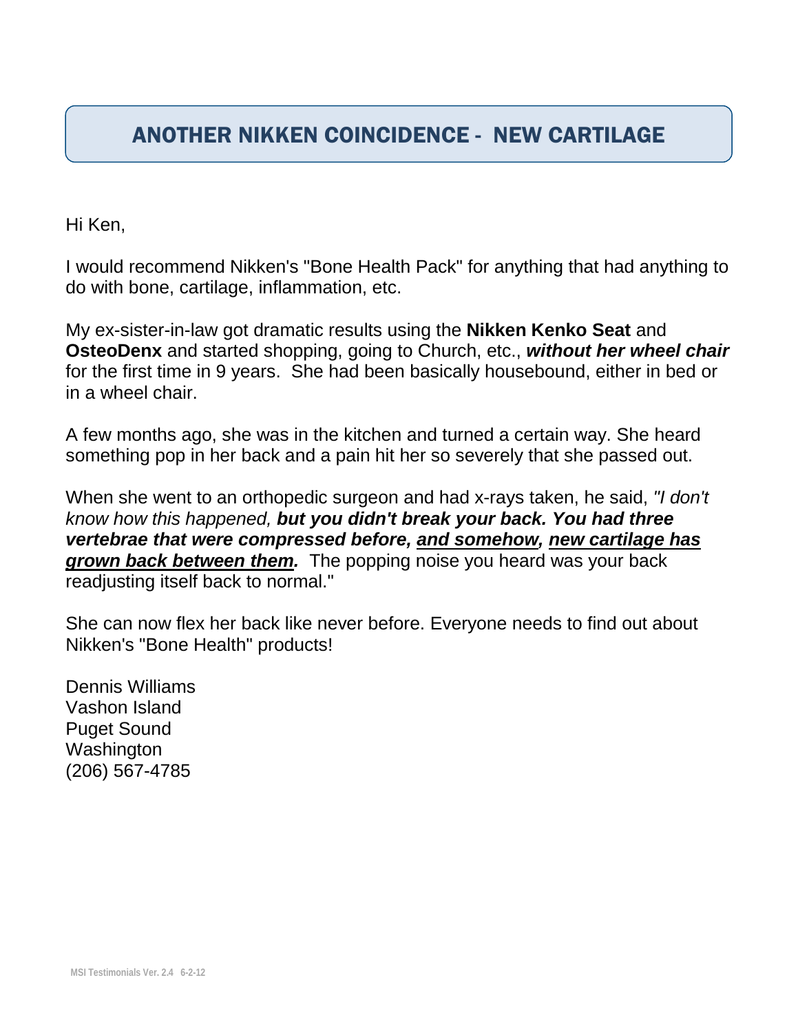## ANOTHER NIKKEN COINCIDENCE - NEW CARTILAGE

Hi Ken,

I would recommend Nikken's "Bone Health Pack" for anything that had anything to do with bone, cartilage, inflammation, etc.

My ex-sister-in-law got dramatic results using the **Nikken Kenko Seat** and **OsteoDenx** and started shopping, going to Church, etc., ***without her wheel chair*** for the first time in 9 years. She had been basically housebound, either in bed or in a wheel chair.

A few months ago, she was in the kitchen and turned a certain way. She heard something pop in her back and a pain hit her so severely that she passed out.

When she went to an orthopedic surgeon and had x-rays taken, he said, *"I don't know how this happened,* ***but you didn't break your back. You had three vertebrae that were compressed before, <u>and somehow</u>, <u>new cartilage has grown back between them</u>.*** The popping noise you heard was your back readjusting itself back to normal."

She can now flex her back like never before. Everyone needs to find out about Nikken's "Bone Health" products!

Dennis Williams
Vashon Island
Puget Sound
Washington
(206) 567-4785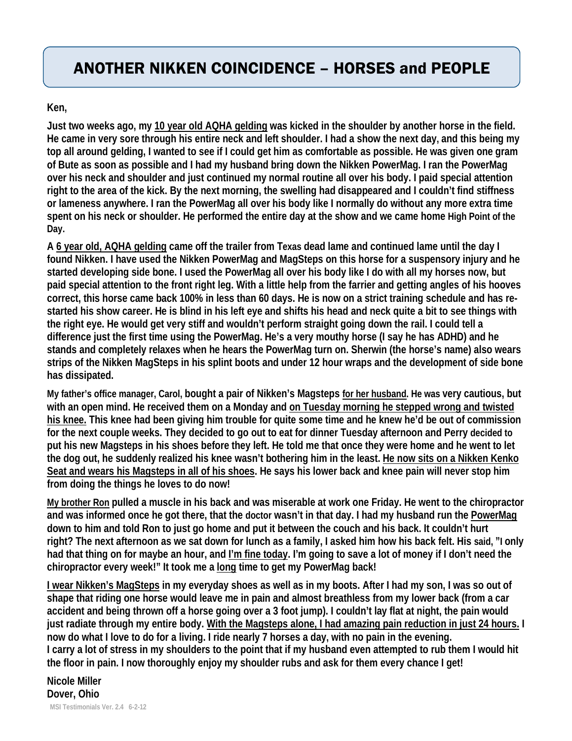# ANOTHER NIKKEN COINCIDENCE – HORSES and PEOPLE

**Ken,**

**Just two weeks ago, my 10 year old AQHA gelding was kicked in the shoulder by another horse in the field. He came in very sore through his entire neck and left shoulder. I had a show the next day, and this being my top all around gelding, I wanted to see if I could get him as comfortable as possible. He was given one gram of Bute as soon as possible and I had my husband bring down the Nikken PowerMag. I ran the PowerMag over his neck and shoulder and just continued my normal routine all over his body. I paid special attention right to the area of the kick. By the next morning, the swelling had disappeared and I couldn't find stiffness or lameness anywhere. I ran the PowerMag all over his body like I normally do without any more extra time spent on his neck or shoulder. He performed the entire day at the show and we came home High Point of the Day.**

**A 6 year old, AQHA gelding came off the trailer from Texas dead lame and continued lame until the day I found Nikken. I have used the Nikken PowerMag and MagSteps on this horse for a suspensory injury and he started developing side bone. I used the PowerMag all over his body like I do with all my horses now, but paid special attention to the front right leg. With a little help from the farrier and getting angles of his hooves correct, this horse came back 100% in less than 60 days. He is now on a strict training schedule and has re-started his show career. He is blind in his left eye and shifts his head and neck quite a bit to see things with the right eye. He would get very stiff and wouldn't perform straight going down the rail. I could tell a difference just the first time using the PowerMag. He's a very mouthy horse (I say he has ADHD) and he stands and completely relaxes when he hears the PowerMag turn on. Sherwin (the horse's name) also wears strips of the Nikken MagSteps in his splint boots and under 12 hour wraps and the development of side bone has dissipated.**

**My father's office manager, Carol, bought a pair of Nikken's Magsteps for her husband. He was very cautious, but with an open mind. He received them on a Monday and on Tuesday morning he stepped wrong and twisted his knee. This knee had been giving him trouble for quite some time and he knew he'd be out of commission for the next couple weeks. They decided to go out to eat for dinner Tuesday afternoon and Perry decided to put his new Magsteps in his shoes before they left. He told me that once they were home and he went to let the dog out, he suddenly realized his knee wasn't bothering him in the least. He now sits on a Nikken Kenko Seat and wears his Magsteps in all of his shoes. He says his lower back and knee pain will never stop him from doing the things he loves to do now!**

**My brother Ron pulled a muscle in his back and was miserable at work one Friday. He went to the chiropractor and was informed once he got there, that the doctor wasn't in that day. I had my husband run the PowerMag down to him and told Ron to just go home and put it between the couch and his back. It couldn't hurt right? The next afternoon as we sat down for lunch as a family, I asked him how his back felt. His said, "I only had that thing on for maybe an hour, and I'm fine today. I'm going to save a lot of money if I don't need the chiropractor every week!" It took me a long time to get my PowerMag back!**

**I wear Nikken's MagSteps in my everyday shoes as well as in my boots. After I had my son, I was so out of shape that riding one horse would leave me in pain and almost breathless from my lower back (from a car accident and being thrown off a horse going over a 3 foot jump). I couldn't lay flat at night, the pain would just radiate through my entire body. With the Magsteps alone, I had amazing pain reduction in just 24 hours. I now do what I love to do for a living. I ride nearly 7 horses a day, with no pain in the evening. I carry a lot of stress in my shoulders to the point that if my husband even attempted to rub them I would hit the floor in pain. I now thoroughly enjoy my shoulder rubs and ask for them every chance I get!**

**Nicole Miller**
**Dover, Ohio**

MSI Testimonials Ver. 2.4 6-2-12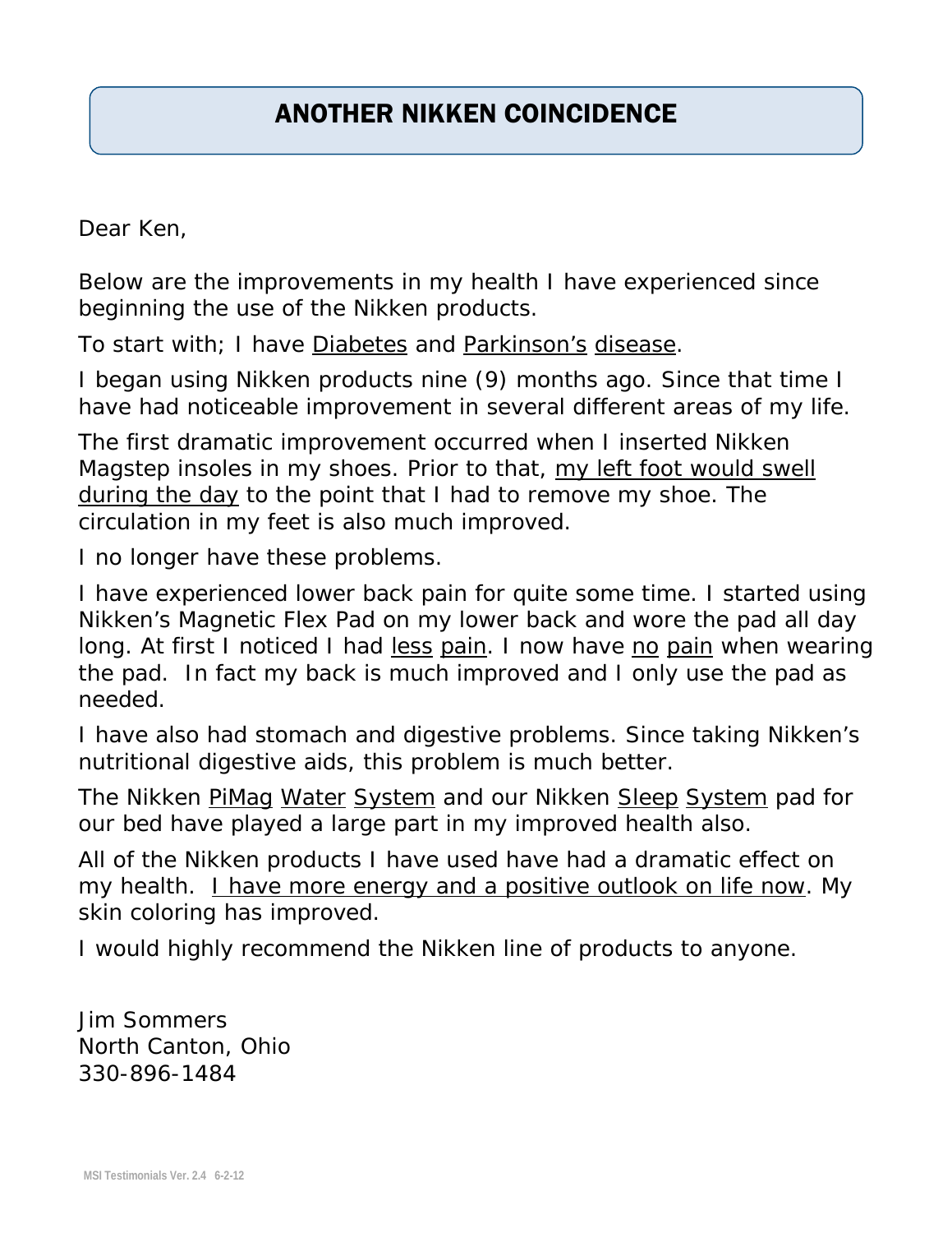# ANOTHER NIKKEN COINCIDENCE

Dear Ken,

Below are the improvements in my health I have experienced since beginning the use of the Nikken products.

To start with; I have Diabetes and Parkinson's disease.

I began using Nikken products nine (9) months ago. Since that time I have had noticeable improvement in several different areas of my life.

The first dramatic improvement occurred when I inserted Nikken Magstep insoles in my shoes. Prior to that, my left foot would swell during the day to the point that I had to remove my shoe. The circulation in my feet is also much improved.

I no longer have these problems.

I have experienced lower back pain for quite some time. I started using Nikken's Magnetic Flex Pad on my lower back and wore the pad all day long. At first I noticed I had less pain. I now have no pain when wearing the pad. In fact my back is much improved and I only use the pad as needed.

I have also had stomach and digestive problems. Since taking Nikken's nutritional digestive aids, this problem is much better.

The Nikken PiMag Water System and our Nikken Sleep System pad for our bed have played a large part in my improved health also.

All of the Nikken products I have used have had a dramatic effect on my health. I have more energy and a positive outlook on life now. My skin coloring has improved.

I would highly recommend the Nikken line of products to anyone.

Jim Sommers
North Canton, Ohio
330-896-1484

MSI Testimonials Ver. 2.4 6-2-12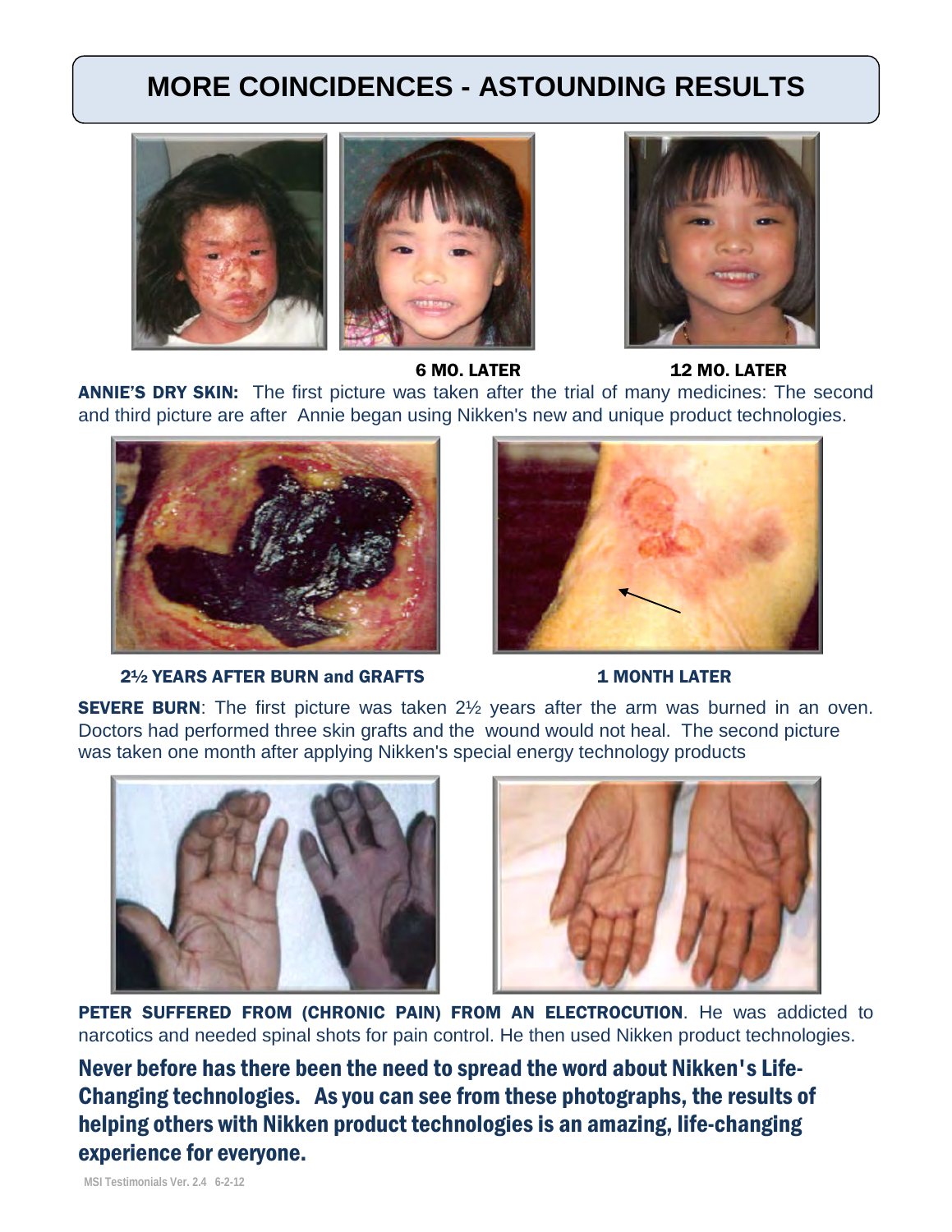# MORE COINCIDENCES - ASTOUNDING RESULTS

**6 MO. LATER** **12 MO. LATER**

**ANNIE'S DRY SKIN:** The first picture was taken after the trial of many medicines: The second and third picture are after Annie began using Nikken's new and unique product technologies.

**2½ YEARS AFTER BURN and GRAFTS** **1 MONTH LATER**

**SEVERE BURN**: The first picture was taken 2½ years after the arm was burned in an oven. Doctors had performed three skin grafts and the wound would not heal. The second picture was taken one month after applying Nikken's special energy technology products

**PETER SUFFERED FROM (CHRONIC PAIN) FROM AN ELECTROCUTION**. He was addicted to narcotics and needed spinal shots for pain control. He then used Nikken product technologies.

**Never before has there been the need to spread the word about Nikken's Life-Changing technologies. As you can see from these photographs, the results of helping others with Nikken product technologies is an amazing, life-changing experience for everyone.**

MSI Testimonials Ver. 2.4 6-2-12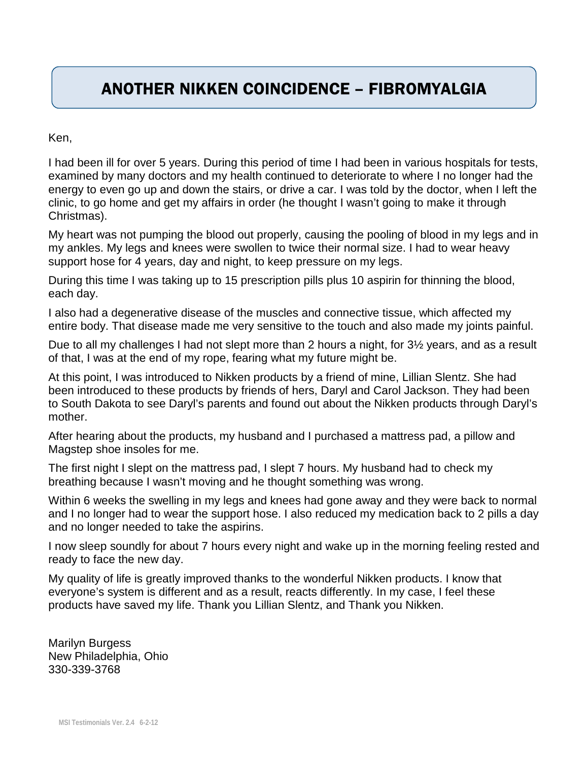# ANOTHER NIKKEN COINCIDENCE – FIBROMYALGIA

Ken,

I had been ill for over 5 years. During this period of time I had been in various hospitals for tests, examined by many doctors and my health continued to deteriorate to where I no longer had the energy to even go up and down the stairs, or drive a car. I was told by the doctor, when I left the clinic, to go home and get my affairs in order (he thought I wasn't going to make it through Christmas).

My heart was not pumping the blood out properly, causing the pooling of blood in my legs and in my ankles. My legs and knees were swollen to twice their normal size. I had to wear heavy support hose for 4 years, day and night, to keep pressure on my legs.

During this time I was taking up to 15 prescription pills plus 10 aspirin for thinning the blood, each day.

I also had a degenerative disease of the muscles and connective tissue, which affected my entire body. That disease made me very sensitive to the touch and also made my joints painful.

Due to all my challenges I had not slept more than 2 hours a night, for 3½ years, and as a result of that, I was at the end of my rope, fearing what my future might be.

At this point, I was introduced to Nikken products by a friend of mine, Lillian Slentz. She had been introduced to these products by friends of hers, Daryl and Carol Jackson. They had been to South Dakota to see Daryl's parents and found out about the Nikken products through Daryl's mother.

After hearing about the products, my husband and I purchased a mattress pad, a pillow and Magstep shoe insoles for me.

The first night I slept on the mattress pad, I slept 7 hours. My husband had to check my breathing because I wasn't moving and he thought something was wrong.

Within 6 weeks the swelling in my legs and knees had gone away and they were back to normal and I no longer had to wear the support hose. I also reduced my medication back to 2 pills a day and no longer needed to take the aspirins.

I now sleep soundly for about 7 hours every night and wake up in the morning feeling rested and ready to face the new day.

My quality of life is greatly improved thanks to the wonderful Nikken products. I know that everyone's system is different and as a result, reacts differently. In my case, I feel these products have saved my life. Thank you Lillian Slentz, and Thank you Nikken.

Marilyn Burgess
New Philadelphia, Ohio
330-339-3768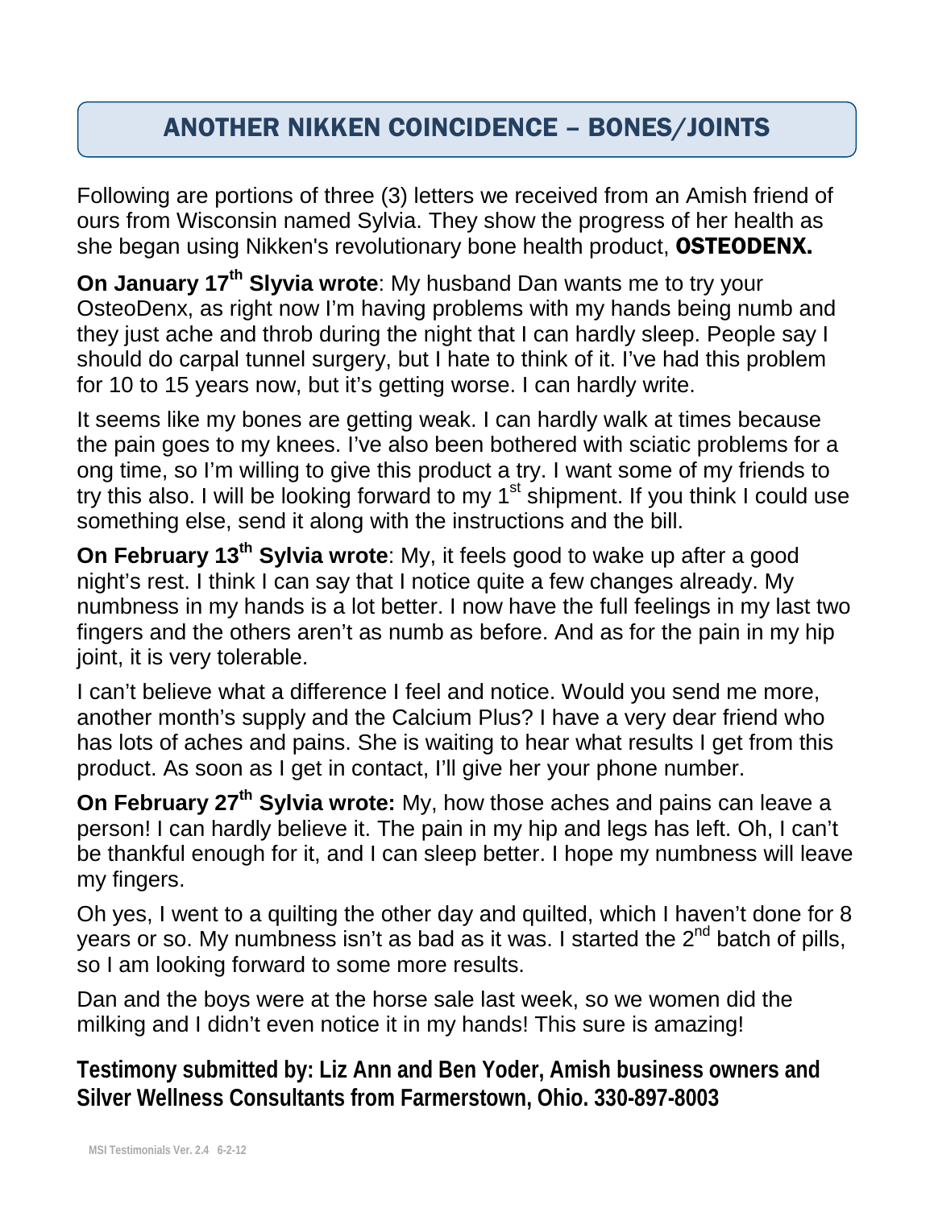# ANOTHER NIKKEN COINCIDENCE – BONES/JOINTS

Following are portions of three (3) letters we received from an Amish friend of ours from Wisconsin named Sylvia. They show the progress of her health as she began using Nikken's revolutionary bone health product, **OSTEODENX.**

**On January 17th Slyvia wrote**: My husband Dan wants me to try your OsteoDenx, as right now I'm having problems with my hands being numb and they just ache and throb during the night that I can hardly sleep. People say I should do carpal tunnel surgery, but I hate to think of it. I've had this problem for 10 to 15 years now, but it's getting worse. I can hardly write.

It seems like my bones are getting weak. I can hardly walk at times because the pain goes to my knees. I've also been bothered with sciatic problems for a ong time, so I'm willing to give this product a try. I want some of my friends to try this also. I will be looking forward to my 1st shipment. If you think I could use something else, send it along with the instructions and the bill.

**On February 13th Sylvia wrote**: My, it feels good to wake up after a good night's rest. I think I can say that I notice quite a few changes already. My numbness in my hands is a lot better. I now have the full feelings in my last two fingers and the others aren't as numb as before. And as for the pain in my hip joint, it is very tolerable.

I can't believe what a difference I feel and notice. Would you send me more, another month's supply and the Calcium Plus? I have a very dear friend who has lots of aches and pains. She is waiting to hear what results I get from this product. As soon as I get in contact, I'll give her your phone number.

**On February 27th Sylvia wrote:** My, how those aches and pains can leave a person! I can hardly believe it. The pain in my hip and legs has left. Oh, I can't be thankful enough for it, and I can sleep better. I hope my numbness will leave my fingers.

Oh yes, I went to a quilting the other day and quilted, which I haven't done for 8 years or so. My numbness isn't as bad as it was. I started the 2nd batch of pills, so I am looking forward to some more results.

Dan and the boys were at the horse sale last week, so we women did the milking and I didn't even notice it in my hands! This sure is amazing!

**Testimony submitted by: Liz Ann and Ben Yoder, Amish business owners and Silver Wellness Consultants from Farmerstown, Ohio. 330-897-8003**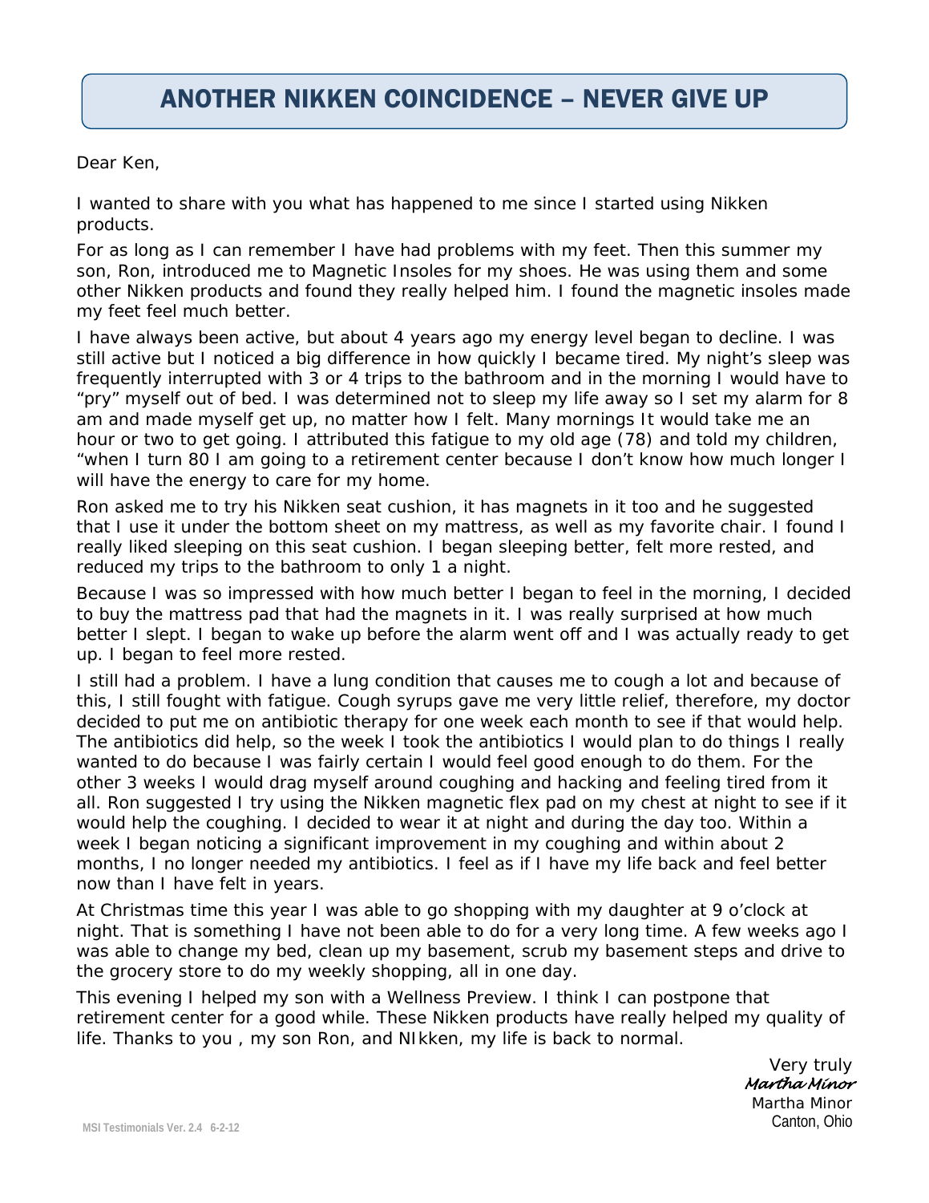# ANOTHER NIKKEN COINCIDENCE – NEVER GIVE UP

Dear Ken,

I wanted to share with you what has happened to me since I started using Nikken products.

For as long as I can remember I have had problems with my feet. Then this summer my son, Ron, introduced me to Magnetic Insoles for my shoes. He was using them and some other Nikken products and found they really helped him. I found the magnetic insoles made my feet feel much better.

I have always been active, but about 4 years ago my energy level began to decline. I was still active but I noticed a big difference in how quickly I became tired. My night's sleep was frequently interrupted with 3 or 4 trips to the bathroom and in the morning I would have to "pry" myself out of bed. I was determined not to sleep my life away so I set my alarm for 8 am and made myself get up, no matter how I felt. Many mornings It would take me an hour or two to get going. I attributed this fatigue to my old age (78) and told my children, "when I turn 80 I am going to a retirement center because I don't know how much longer I will have the energy to care for my home.

Ron asked me to try his Nikken seat cushion, it has magnets in it too and he suggested that I use it under the bottom sheet on my mattress, as well as my favorite chair. I found I really liked sleeping on this seat cushion. I began sleeping better, felt more rested, and reduced my trips to the bathroom to only 1 a night.

Because I was so impressed with how much better I began to feel in the morning, I decided to buy the mattress pad that had the magnets in it. I was really surprised at how much better I slept. I began to wake up before the alarm went off and I was actually ready to get up. I began to feel more rested.

I still had a problem. I have a lung condition that causes me to cough a lot and because of this, I still fought with fatigue. Cough syrups gave me very little relief, therefore, my doctor decided to put me on antibiotic therapy for one week each month to see if that would help. The antibiotics did help, so the week I took the antibiotics I would plan to do things I really wanted to do because I was fairly certain I would feel good enough to do them. For the other 3 weeks I would drag myself around coughing and hacking and feeling tired from it all. Ron suggested I try using the Nikken magnetic flex pad on my chest at night to see if it would help the coughing. I decided to wear it at night and during the day too. Within a week I began noticing a significant improvement in my coughing and within about 2 months, I no longer needed my antibiotics. I feel as if I have my life back and feel better now than I have felt in years.

At Christmas time this year I was able to go shopping with my daughter at 9 o'clock at night. That is something I have not been able to do for a very long time. A few weeks ago I was able to change my bed, clean up my basement, scrub my basement steps and drive to the grocery store to do my weekly shopping, all in one day.

This evening I helped my son with a Wellness Preview. I think I can postpone that retirement center for a good while. These Nikken products have really helped my quality of life. Thanks to you , my son Ron, and NIkken, my life is back to normal.

Very truly
*Martha Minor*
Martha Minor
Canton, Ohio

MSI Testimonials Ver. 2.4 6-2-12